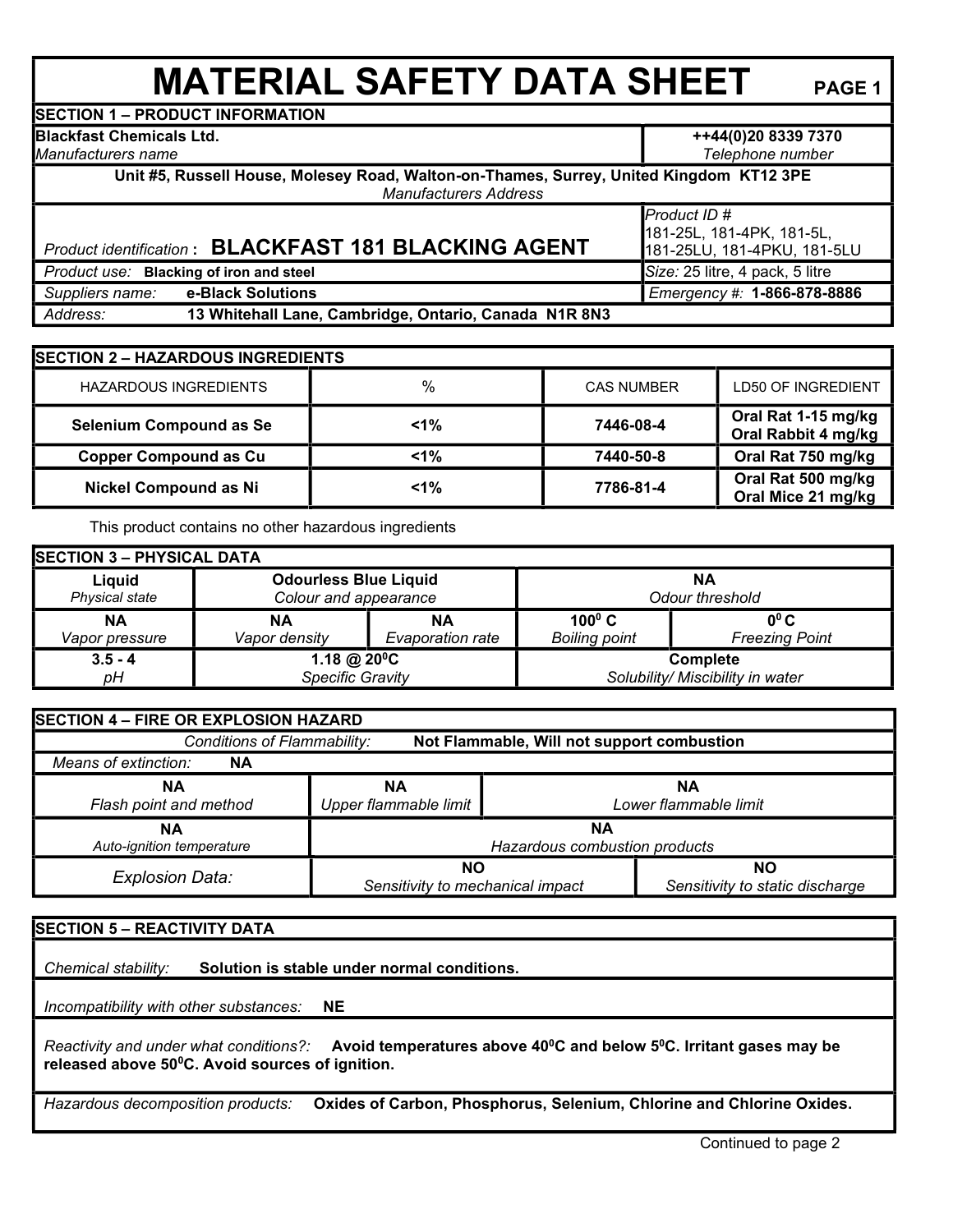# MATERIAL SAFETY DATA SHEET

PAGE 1

## SECTION 1 – PRODUCT INFORMATION

| | |
|---|---|
| **Blackfast Chemicals Ltd.** *Manufacturers name* | **++44(0)20 8339 7370** *Telephone number* |
| **Unit #5, Russell House, Molesey Road, Walton-on-Thames, Surrey, United Kingdom KT12 3PE** *Manufacturers Address* | |
| *Product identification* **: BLACKFAST 181 BLACKING AGENT** | *Product ID #* 181-25L, 181-4PK, 181-5L, 181-25LU, 181-4PKU, 181-5LU |
| *Product use:* **Blacking of iron and steel** | *Size:* 25 litre, 4 pack, 5 litre |
| *Suppliers name:* **e-Black Solutions** | *Emergency #:* **1-866-878-8886** |
| *Address:* **13 Whitehall Lane, Cambridge, Ontario, Canada N1R 8N3** | |

## SECTION 2 – HAZARDOUS INGREDIENTS

| HAZARDOUS INGREDIENTS | % | CAS NUMBER | LD50 OF INGREDIENT |
|---|---|---|---|
| **Selenium Compound as Se** | **<1%** | **7446-08-4** | **Oral Rat 1-15 mg/kg Oral Rabbit 4 mg/kg** |
| **Copper Compound as Cu** | **<1%** | **7440-50-8** | **Oral Rat 750 mg/kg** |
| **Nickel Compound as Ni** | **<1%** | **7786-81-4** | **Oral Rat 500 mg/kg Oral Mice 21 mg/kg** |

This product contains no other hazardous ingredients

## SECTION 3 – PHYSICAL DATA

| | | | | |
|---|---|---|---|---|
| **Liquid** *Physical state* | **Odourless Blue Liquid** *Colour and appearance* | | **NA** *Odour threshold* | |
| **NA** *Vapor pressure* | **NA** *Vapor density* | **NA** *Evaporation rate* | **$100^0$ C** *Boiling point* | **$0^0$ C** *Freezing Point* |
| **3.5 - 4** *pH* | **1.18 @ $20^0$C** *Specific Gravity* | | **Complete** *Solubility/ Miscibility in water* | |

## SECTION 4 – FIRE OR EXPLOSION HAZARD

*Conditions of Flammability:* **Not Flammable, Will not support combustion**

*Means of extinction:* **NA**

| | | |
|---|---|---|
| **NA** *Flash point and method* | **NA** *Upper flammable limit* | **NA** *Lower flammable limit* |
| **NA** *Auto-ignition temperature* | **NA** *Hazardous combustion products* | |
| *Explosion Data:* | **NO** *Sensitivity to mechanical impact* | **NO** *Sensitivity to static discharge* |

## SECTION 5 – REACTIVITY DATA

*Chemical stability:* **Solution is stable under normal conditions.**

*Incompatibility with other substances:* **NE**

*Reactivity and under what conditions?:* **Avoid temperatures above $40^0$C and below $5^0$C. Irritant gases may be released above $50^0$C. Avoid sources of ignition.**

*Hazardous decomposition products:* **Oxides of Carbon, Phosphorus, Selenium, Chlorine and Chlorine Oxides.**

Continued to page 2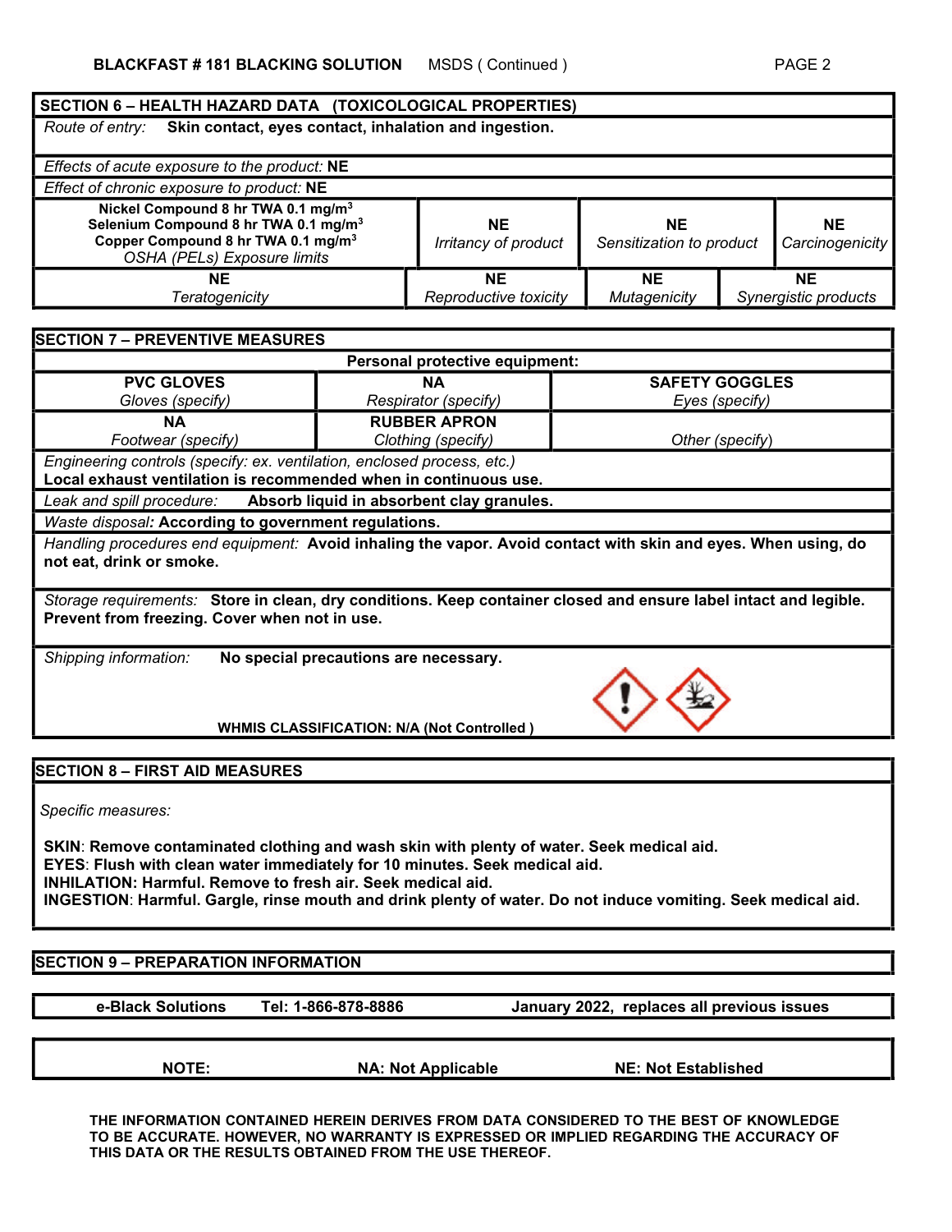## SECTION 6 – HEALTH HAZARD DATA (TOXICOLOGICAL PROPERTIES)

*Route of entry:* **Skin contact, eyes contact, inhalation and ingestion.**

*Effects of acute exposure to the product:* **NE**

*Effect of chronic exposure to product:* **NE**

| | | | |
|---|---|---|---|
| **Nickel Compound 8 hr TWA 0.1 mg/m$^3$**<br>**Selenium Compound 8 hr TWA 0.1 mg/m$^3$**<br>**Copper Compound 8 hr TWA 0.1 mg/m$^3$**<br>*OSHA (PELs) Exposure limits* | **NE**<br>*Irritancy of product* | **NE**<br>*Sensitization to product* | **NE**<br>*Carcinogenicity* |
| **NE**<br>*Teratogenicity* | **NE**<br>*Reproductive toxicity* | **NE**<br>*Mutagenicity* | **NE**<br>*Synergistic products* |

## SECTION 7 – PREVENTIVE MEASURES

**Personal protective equipment:**

| | | |
|---|---|---|
| **PVC GLOVES**<br>*Gloves (specify)* | **NA**<br>*Respirator (specify)* | **SAFETY GOGGLES**<br>*Eyes (specify)* |
| **NA**<br>*Footwear (specify)* | **RUBBER APRON**<br>*Clothing (specify)* | *Other (specify)* |

*Engineering controls (specify: ex. ventilation, enclosed process, etc.)*
**Local exhaust ventilation is recommended when in continuous use.**

*Leak and spill procedure:* **Absorb liquid in absorbent clay granules.**

*Waste disposal:* **According to government regulations.**

*Handling procedures end equipment:* **Avoid inhaling the vapor. Avoid contact with skin and eyes. When using, do not eat, drink or smoke.**

*Storage requirements:* **Store in clean, dry conditions. Keep container closed and ensure label intact and legible. Prevent from freezing. Cover when not in use.**

*Shipping information:* **No special precautions are necessary.**

**WHMIS CLASSIFICATION: N/A (Not Controlled )**

## SECTION 8 – FIRST AID MEASURES

*Specific measures:*

**SKIN**: **Remove contaminated clothing and wash skin with plenty of water. Seek medical aid.**
**EYES**: **Flush with clean water immediately for 10 minutes. Seek medical aid.**
**INHILATION: Harmful. Remove to fresh air. Seek medical aid.**
**INGESTION**: **Harmful. Gargle, rinse mouth and drink plenty of water. Do not induce vomiting. Seek medical aid.**

## SECTION 9 – PREPARATION INFORMATION

**e-Black Solutions Tel: 1-866-878-8886 January 2022, replaces all previous issues**

**NOTE: NA: Not Applicable NE: Not Established**

**THE INFORMATION CONTAINED HEREIN DERIVES FROM DATA CONSIDERED TO THE BEST OF KNOWLEDGE TO BE ACCURATE. HOWEVER, NO WARRANTY IS EXPRESSED OR IMPLIED REGARDING THE ACCURACY OF THIS DATA OR THE RESULTS OBTAINED FROM THE USE THEREOF.**